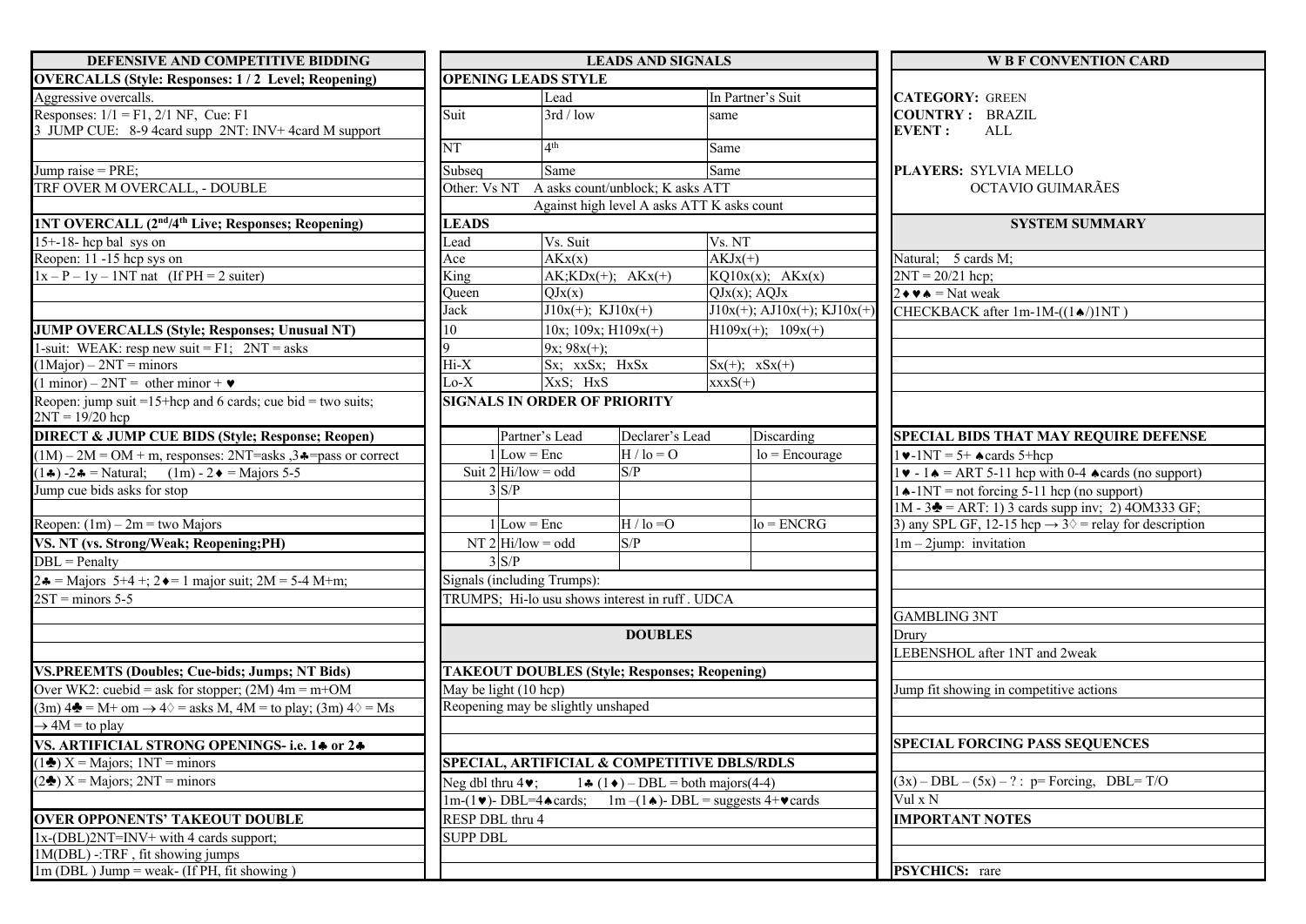## DEFENSIVE AND COMPETITIVE BIDDING

**OVERCALLS (Style: Responses: 1 / 2 Level; Reopening)**

Aggressive overcalls.
Responses: 1/1 = F1, 2/1 NF, Cue: F1
3 JUMP CUE: 8-9 4card supp 2NT: INV+ 4card M support

Jump raise = PRE;
TRF OVER M OVERCALL, - DOUBLE

**1NT OVERCALL (2nd/4th Live; Responses; Reopening)**

15+-18- hcp bal sys on
Reopen: 11 -15 hcp sys on
1x – P – 1y – 1NT nat (If PH = 2 suiter)

**JUMP OVERCALLS (Style; Responses; Unusual NT)**

1-suit: WEAK: resp new suit = F1; 2NT = asks
(1Major) – 2NT = minors
(1 minor) – 2NT = other minor + ♥
Reopen: jump suit =15+hcp and 6 cards; cue bid = two suits; 2NT = 19/20 hcp

**DIRECT & JUMP CUE BIDS (Style; Response; Reopen)**

(1M) – 2M = OM + m, responses: 2NT=asks ,3♣=pass or correct
(1♣) -2♣ = Natural; (1m) - 2♦ = Majors 5-5
Jump cue bids asks for stop

Reopen: (1m) – 2m = two Majors

**VS. NT (vs. Strong/Weak; Reopening;PH)**

DBL = Penalty
2♣ = Majors 5+4 +; 2♦= 1 major suit; 2M = 5-4 M+m;
2ST = minors 5-5

**VS.PREEMTS (Doubles; Cue-bids; Jumps; NT Bids)**

Over WK2: cuebid = ask for stopper; (2M) 4m = m+OM
(3m) 4♣ = M+ om → 4◊ = asks M, 4M = to play; (3m) 4◊ = Ms → 4M = to play

**VS. ARTIFICIAL STRONG OPENINGS- i.e. 1♣ or 2♣**

(1♣) X = Majors; 1NT = minors
(2♣) X = Majors; 2NT = minors

**OVER OPPONENTS' TAKEOUT DOUBLE**

1x-(DBL)2NT=INV+ with 4 cards support;
1M(DBL) -:TRF , fit showing jumps
1m (DBL ) Jump = weak- (If PH, fit showing )

## LEADS AND SIGNALS

**OPENING LEADS STYLE**

| | Lead | In Partner's Suit |
|---|---|---|
| Suit | 3rd / low | same |
| NT | 4th | Same |
| Subseq | Same | Same |

Other: Vs NT A asks count/unblock; K asks ATT
Against high level A asks ATT K asks count

**LEADS**

| Lead | Vs. Suit | Vs. NT |
|---|---|---|
| Ace | AKx(x) | AKJx(+) |
| King | AK;KDx(+); AKx(+) | KQ10x(x); AKx(x) |
| Queen | QJx(x) | QJx(x); AQJx |
| Jack | J10x(+); KJ10x(+) | J10x(+); AJ10x(+); KJ10x(+) |
| 10 | 10x; 109x; H109x(+) | H109x(+); 109x(+) |
| 9 | 9x; 98x(+); | |
| Hi-X | Sx; xxSx; HxSx | Sx(+); xSx(+) |
| Lo-X | XxS; HxS | xxxS(+) |

**SIGNALS IN ORDER OF PRIORITY**

| | | Partner's Lead | Declarer's Lead | Discarding |
|---|---|---|---|---|
| Suit | 1 | Low = Enc | H / lo = O | lo = Encourage |
| | 2 | Hi/low = odd | S/P | |
| | 3 | S/P | | |
| NT | 1 | Low = Enc | H / lo =O | lo = ENCRG |
| | 2 | Hi/low = odd | S/P | |
| | 3 | S/P | | |

Signals (including Trumps):
TRUMPS; Hi-lo usu shows interest in ruff . UDCA

## DOUBLES

**TAKEOUT DOUBLES (Style; Responses; Reopening)**

May be light (10 hcp)
Reopening may be slightly unshaped

**SPECIAL, ARTIFICIAL & COMPETITIVE DBLS/RDLS**

Neg dbl thru 4♥; 1♣ (1♦) – DBL = both majors(4-4)
1m-(1♥)- DBL=4♠cards; 1m –(1♠)- DBL = suggests 4+♥cards
RESP DBL thru 4
SUPP DBL

## W B F CONVENTION CARD

**CATEGORY:** GREEN
**COUNTRY :** BRAZIL
**EVENT :** ALL

**PLAYERS:** SYLVIA MELLO
OCTAVIO GUIMARÃES

**SYSTEM SUMMARY**

Natural; 5 cards M;
2NT = 20/21 hcp;
2♦♥♠ = Nat weak
CHECKBACK after 1m-1M-((1♠/)1NT )

**SPECIAL BIDS THAT MAY REQUIRE DEFENSE**

1♥-1NT = 5+ ♠cards 5+hcp
1♥ - 1♠ = ART 5-11 hcp with 0-4 ♠cards (no support)
1♠-1NT = not forcing 5-11 hcp (no support)
1M - 3♣ = ART: 1) 3 cards supp inv; 2) 4OM333 GF;
3) any SPL GF, 12-15 hcp → 3◊ = relay for description
1m – 2jump: invitation

GAMBLING 3NT
Drury
LEBENSHOL after 1NT and 2weak

Jump fit showing in competitive actions

**SPECIAL FORCING PASS SEQUENCES**

(3x) – DBL – (5x) – ? : p= Forcing, DBL= T/O
Vul x N

**IMPORTANT NOTES**

**PSYCHICS:** rare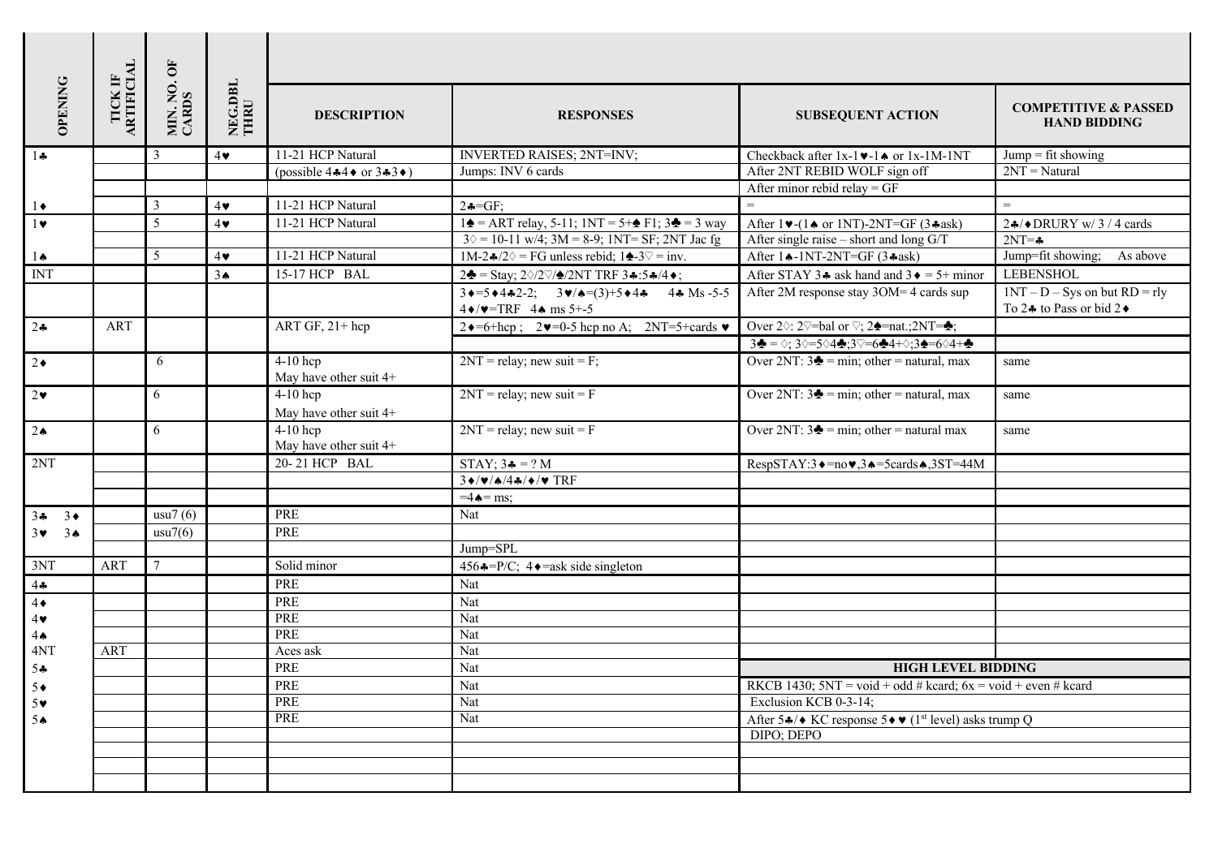| OPENING | TICK IF ARTIFICIAL | MIN. NO. OF CARDS | NEG.DBL THRU | DESCRIPTION | RESPONSES | SUBSEQUENT ACTION | COMPETITIVE & PASSED HAND BIDDING |
|---|---|---|---|---|---|---|---|
| 1♣ | | 3 | 4♥ | 11-21 HCP Natural | INVERTED RAISES; 2NT=INV; | Checkback after 1x-1♥-1♠ or 1x-1M-1NT | Jump = fit showing |
| | | | | (possible 4♣4♦ or 3♣3♦) | Jumps: INV 6 cards | After 2NT REBID WOLF sign off | 2NT = Natural |
| | | | | | | After minor rebid relay = GF | |
| 1♦ | | 3 | 4♥ | 11-21 HCP Natural | 2♣=GF; | = | = |
| 1♥ | | 5 | 4♥ | 11-21 HCP Natural | 1♠ = ART relay, 5-11; 1NT = 5+♠ F1; 3♣ = 3 way | After 1♥-(1♠ or 1NT)-2NT=GF (3♣ask) | 2♣/♦DRURY w/ 3 / 4 cards |
| | | | | | 3♢ = 10-11 w/4; 3M = 8-9; 1NT= SF; 2NT Jac fg | After single raise – short and long G/T | 2NT=♣ |
| 1♠ | | 5 | 4♥ | 11-21 HCP Natural | 1M-2♣/2♢ = FG unless rebid; 1♠-3♡ = inv. | After 1♠-1NT-2NT=GF (3♣ask) | Jump=fit showing; As above |
| 1NT | | | 3♠ | 15-17 HCP BAL | 2♣ = Stay; 2♢/2♡/♠/2NT TRF 3♣:5♣/4♦; | After STAY 3♣ ask hand and 3♦ = 5+ minor | LEBENSHOL |
| | | | | | 3♦=5♦4♣2-2; 3♥/♠=(3)+5♦4♣ 4♣ Ms -5-5 4♦/♥=TRF 4♠ ms 5+-5 | After 2M response stay 3OM= 4 cards sup | 1NT – D – Sys on but RD = rly To 2♣ to Pass or bid 2♦ |
| 2♣ | ART | | | ART GF, 21+ hcp | 2♦=6+hcp ; 2♥=0-5 hcp no A; 2NT=5+cards ♥ | Over 2♢: 2♡=bal or ♡; 2♠=nat.;2NT=♣; | |
| | | | | | | 3♣ = ♢; 3♢=5♢4♣;3♡=6♣4+♢;3♠=6♢4+♣ | |
| 2♦ | | 6 | | 4-10 hcp May have other suit 4+ | 2NT = relay; new suit = F; | Over 2NT: 3♣ = min; other = natural, max | same |
| 2♥ | | 6 | | 4-10 hcp May have other suit 4+ | 2NT = relay; new suit = F | Over 2NT: 3♣ = min; other = natural, max | same |
| 2♠ | | 6 | | 4-10 hcp May have other suit 4+ | 2NT = relay; new suit = F | Over 2NT: 3♣ = min; other = natural max | same |
| 2NT | | | | 20- 21 HCP BAL | STAY; 3♣ = ? M | RespSTAY:3♦=no♥,3♠=5cards♠,3ST=44M | |
| | | | | | 3♦/♥/♠/4♣/♦/♥ TRF | | |
| | | | | | =4♠= ms; | | |
| 3♣ 3♦ | | usu7 (6) | | PRE | Nat | | |
| 3♥ 3♠ | | usu7(6) | | PRE | | | |
| | | | | | Jump=SPL | | |
| 3NT | ART | 7 | | Solid minor | 456♣=P/C; 4♦=ask side singleton | | |
| 4♣ | | | | PRE | Nat | | |
| 4♦ | | | | PRE | Nat | | |
| 4♥ | | | | PRE | Nat | | |
| 4♠ | | | | PRE | Nat | | |
| 4NT | ART | | | Aces ask | Nat | | |
| 5♣ | | | | PRE | Nat | **HIGH LEVEL BIDDING** | |
| 5♦ | | | | PRE | Nat | RKCB 1430; 5NT = void + odd # kcard; 6x = void + even # kcard | |
| 5♥ | | | | PRE | Nat | Exclusion KCB 0-3-14; | |
| 5♠ | | | | PRE | Nat | After 5♣/♦ KC response 5♦♥ (1st level) asks trump Q | |
| | | | | | | DIPO; DEPO | |